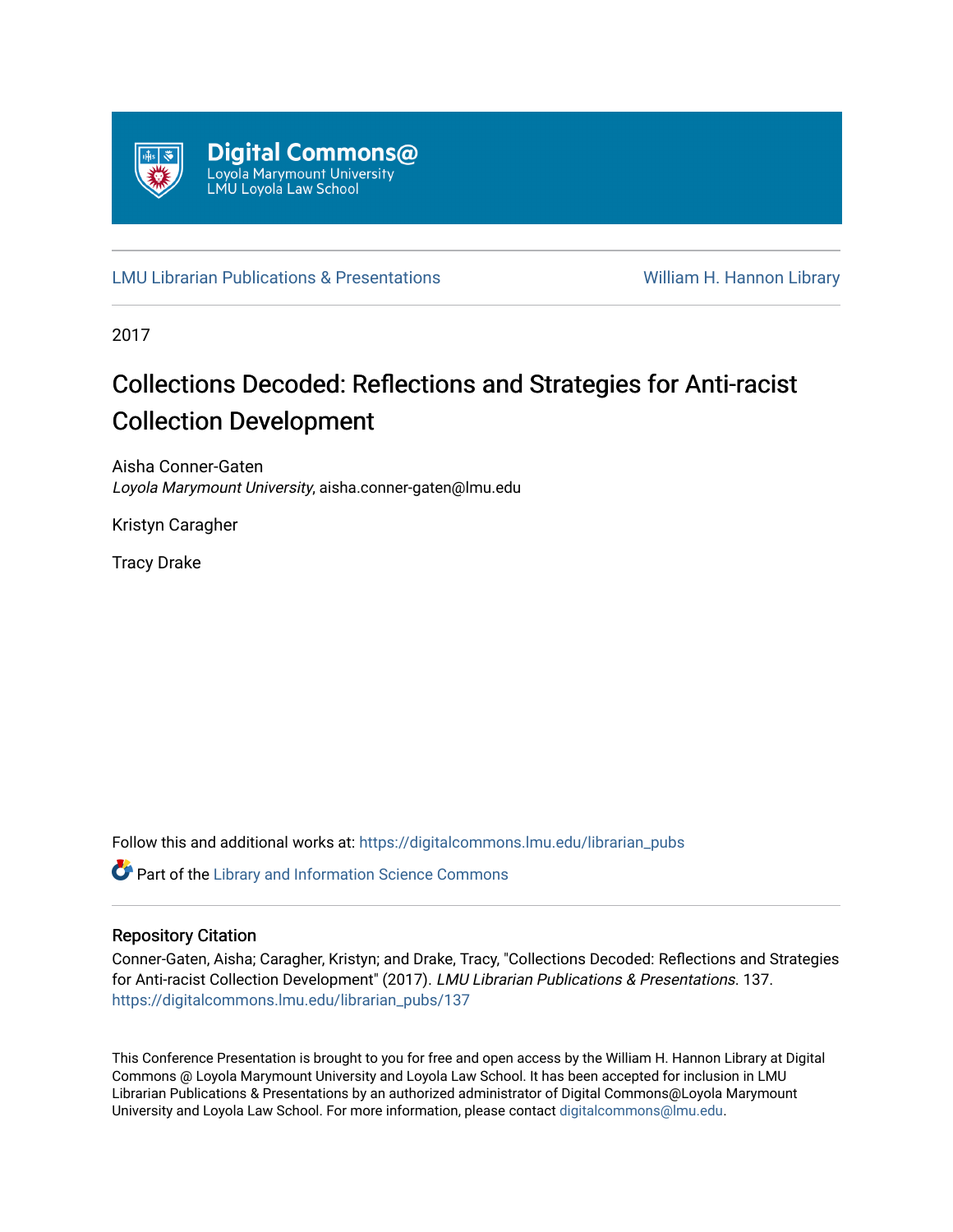Digital Commons@
Loyola Marymount University
LMU Loyola Law School

LMU Librarian Publications & Presentations

William H. Hannon Library

2017

# Collections Decoded: Reflections and Strategies for Anti-racist Collection Development

Aisha Conner-Gaten
*Loyola Marymount University*, aisha.conner-gaten@lmu.edu

Kristyn Caragher

Tracy Drake

Follow this and additional works at: https://digitalcommons.lmu.edu/librarian_pubs

Part of the Library and Information Science Commons

## Repository Citation

Conner-Gaten, Aisha; Caragher, Kristyn; and Drake, Tracy, "Collections Decoded: Reflections and Strategies for Anti-racist Collection Development" (2017). *LMU Librarian Publications & Presentations*. 137.
https://digitalcommons.lmu.edu/librarian_pubs/137

This Conference Presentation is brought to you for free and open access by the William H. Hannon Library at Digital Commons @ Loyola Marymount University and Loyola Law School. It has been accepted for inclusion in LMU Librarian Publications & Presentations by an authorized administrator of Digital Commons@Loyola Marymount University and Loyola Law School. For more information, please contact digitalcommons@lmu.edu.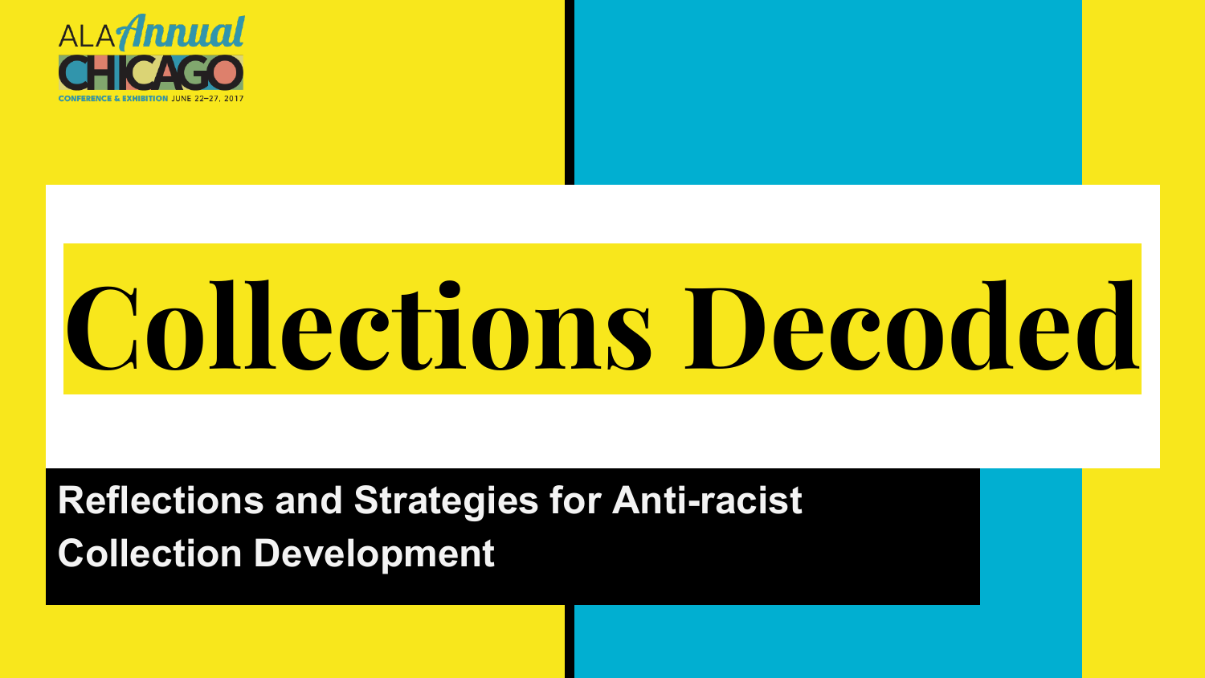ALA Annual CHICAGO

CONFERENCE & EXHIBITION JUNE 22–27, 2017

# Collections Decoded

## Reflections and Strategies for Anti-racist Collection Development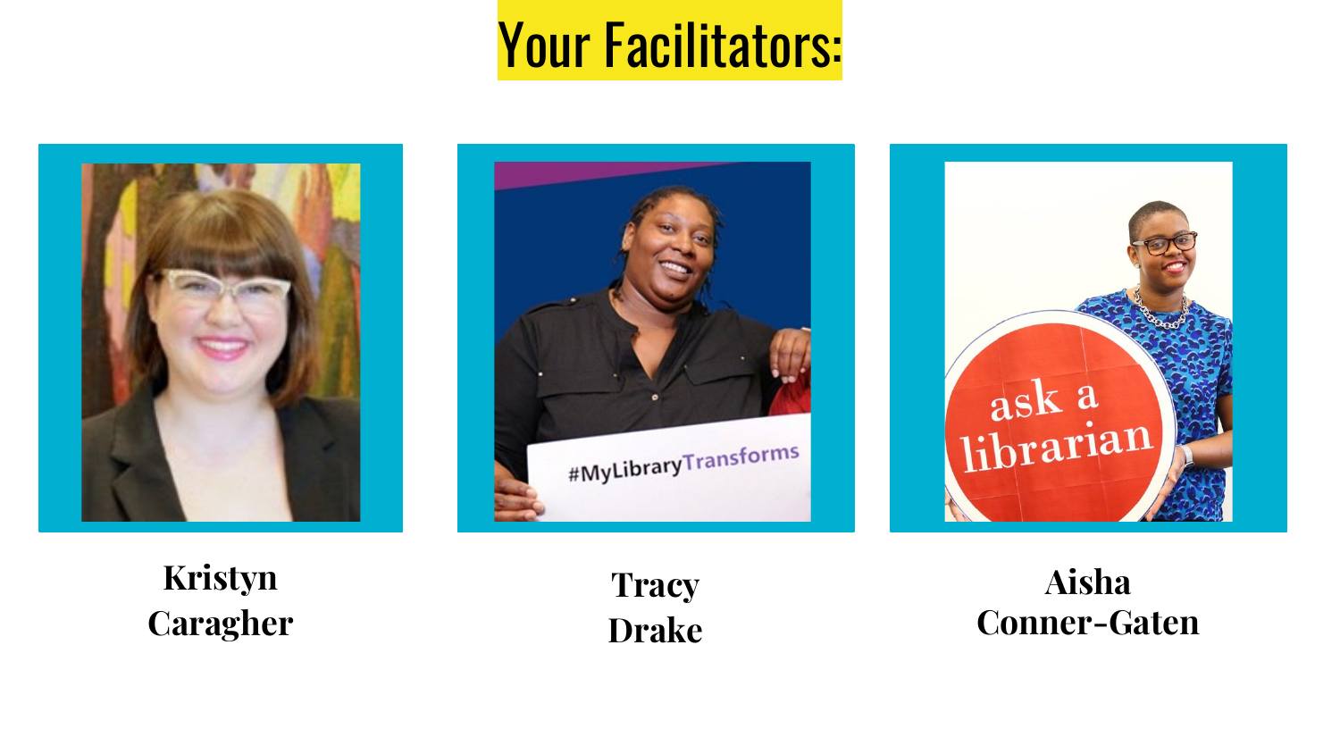# Your Facilitators:

**Kristyn Caragher**

**Tracy Drake**

**Aisha Conner-Gaten**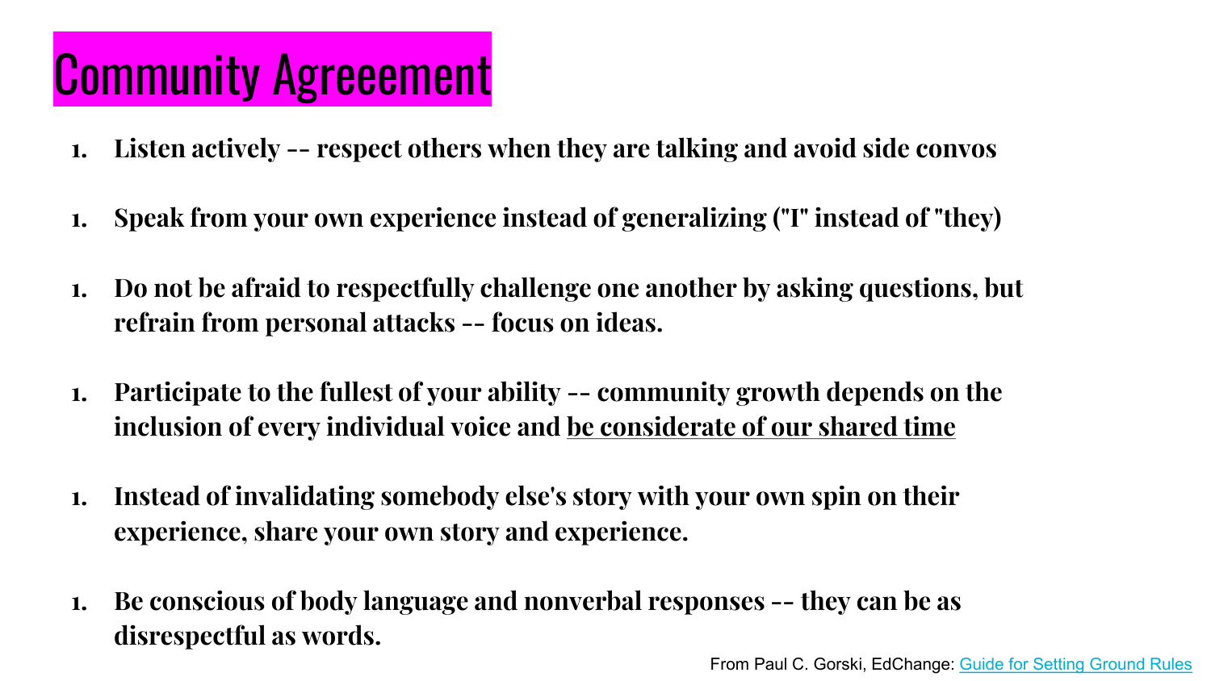# Community Agreeement

1. **Listen actively -- respect others when they are talking and avoid side convos**

1. **Speak from your own experience instead of generalizing ("I" instead of "they)**

1. **Do not be afraid to respectfully challenge one another by asking questions, but refrain from personal attacks -- focus on ideas.**

1. **Participate to the fullest of your ability -- community growth depends on the inclusion of every individual voice and <u>be considerate of our shared time</u>**

1. **Instead of invalidating somebody else's story with your own spin on their experience, share your own story and experience.**

1. **Be conscious of body language and nonverbal responses -- they can be as disrespectful as words.**

From Paul C. Gorski, EdChange: [Guide for Setting Ground Rules]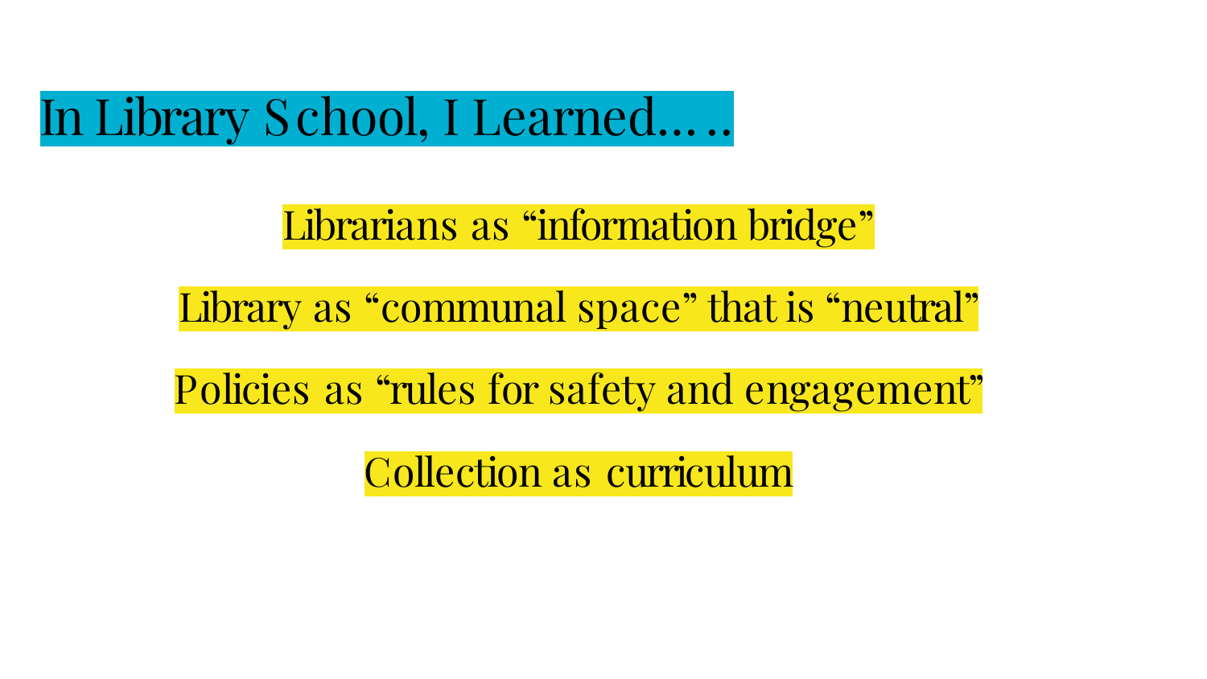# In Library School, I Learned…..

Librarians as “information bridge”

Library as “communal space” that is “neutral”

Policies as “rules for safety and engagement”

Collection as curriculum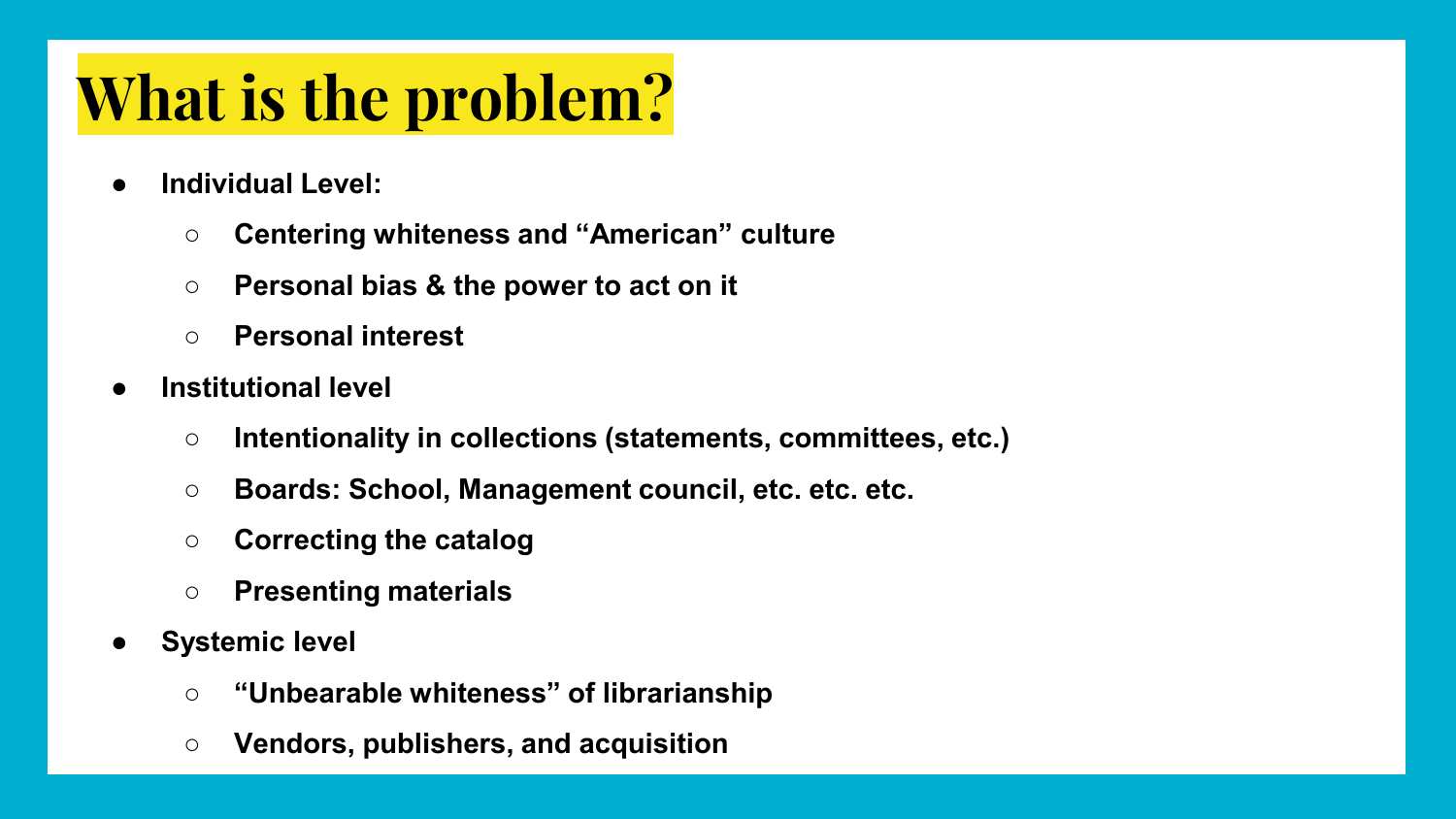# What is the problem?

- **Individual Level:**
  - **Centering whiteness and "American" culture**
  - **Personal bias & the power to act on it**
  - **Personal interest**
- **Institutional level**
  - **Intentionality in collections (statements, committees, etc.)**
  - **Boards: School, Management council, etc. etc. etc.**
  - **Correcting the catalog**
  - **Presenting materials**
- **Systemic level**
  - **"Unbearable whiteness" of librarianship**
  - **Vendors, publishers, and acquisition**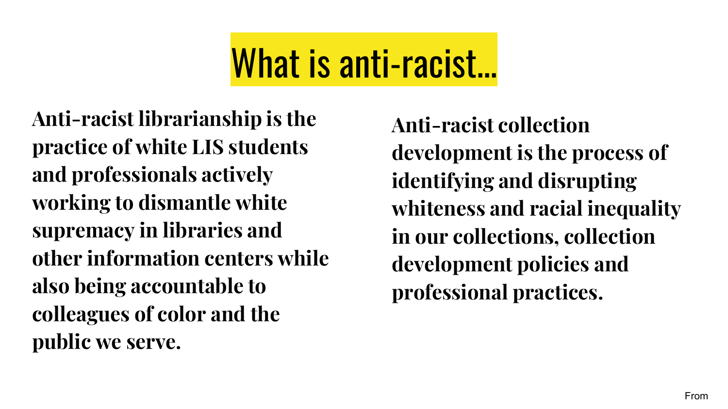# What is anti-racist...

**Anti-racist librarianship is the practice of white LIS students and professionals actively working to dismantle white supremacy in libraries and other information centers while also being accountable to colleagues of color and the public we serve.**

**Anti-racist collection development is the process of identifying and disrupting whiteness and racial inequality in our collections, collection development policies and professional practices.**

From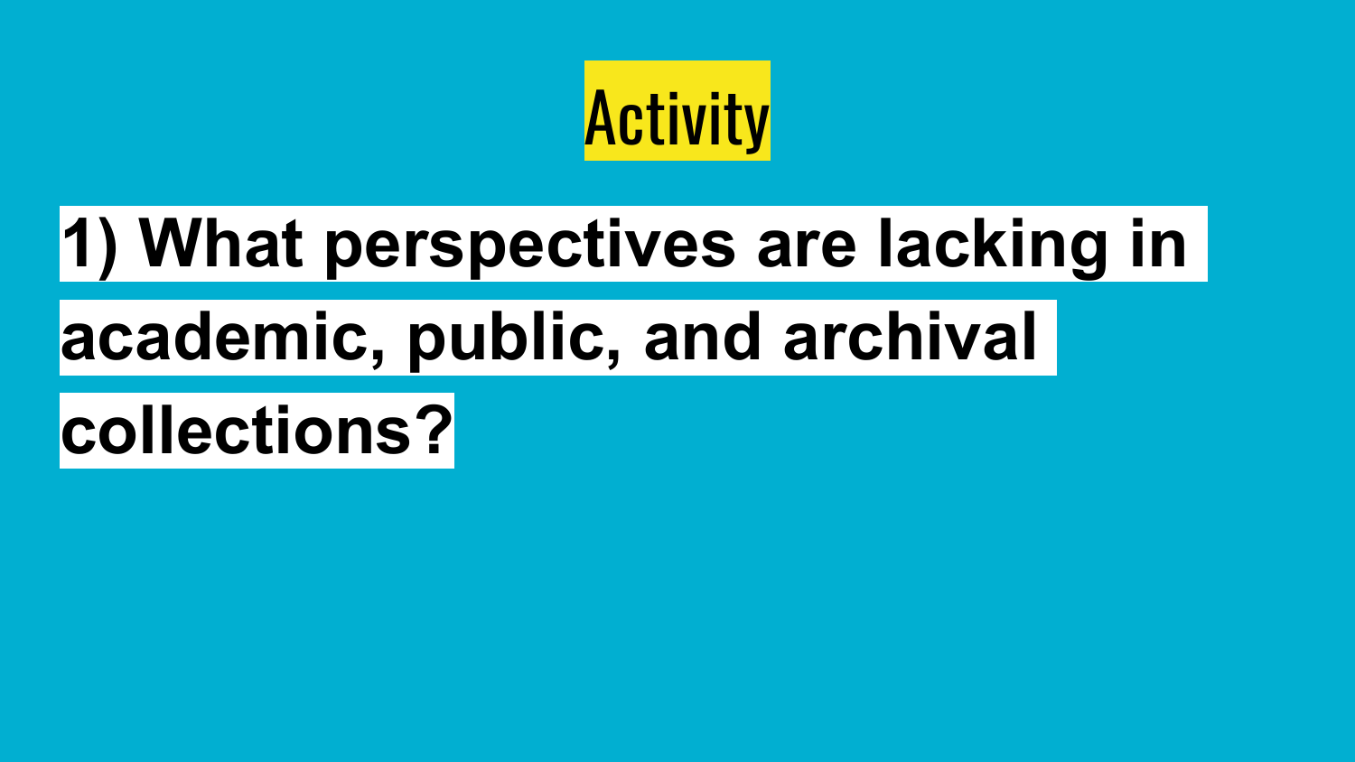# Activity

**1) What perspectives are lacking in academic, public, and archival collections?**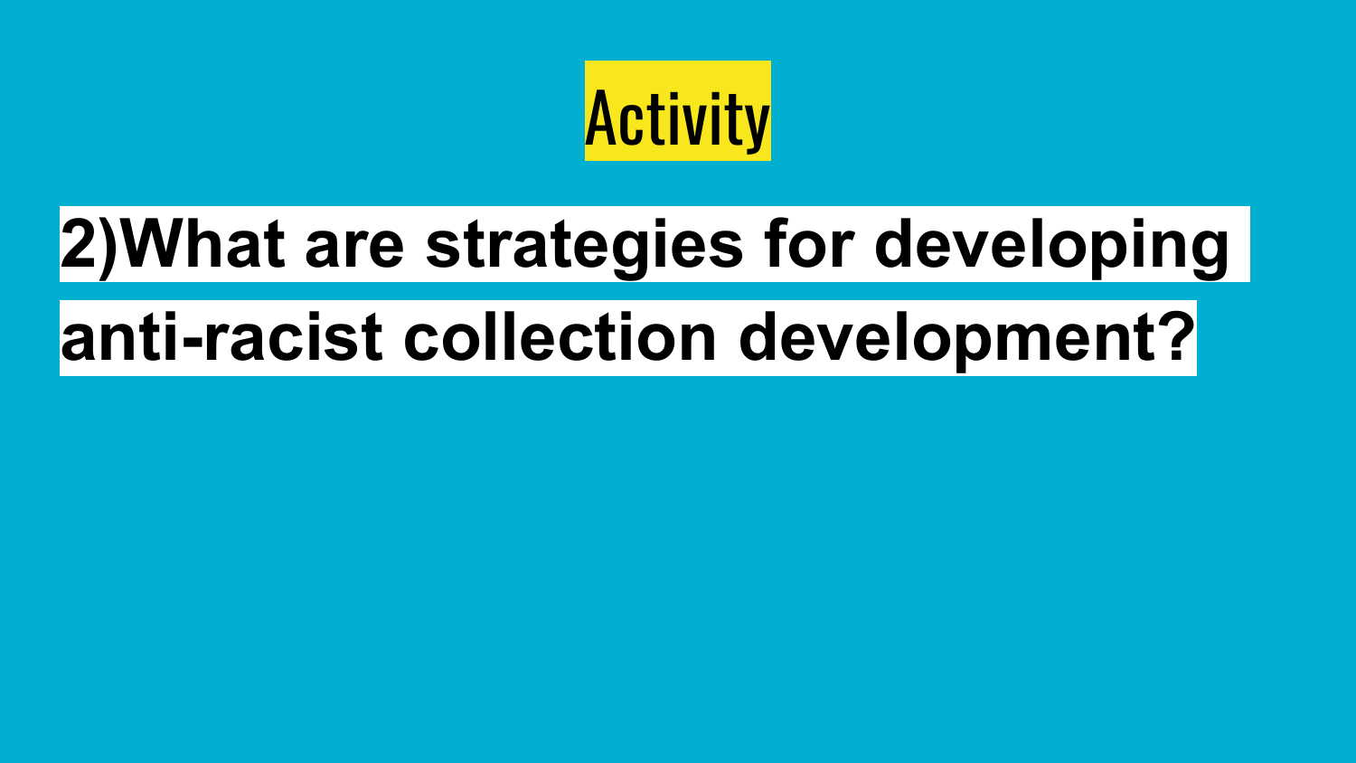# Activity

**2)What are strategies for developing anti-racist collection development?**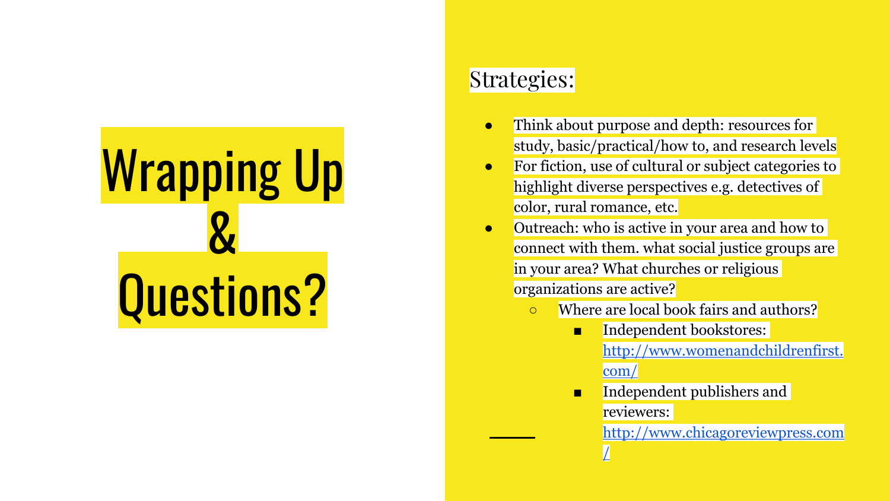# Wrapping Up & Questions?

## Strategies:

- Think about purpose and depth: resources for study, basic/practical/how to, and research levels
- For fiction, use of cultural or subject categories to highlight diverse perspectives e.g. detectives of color, rural romance, etc.
- Outreach: who is active in your area and how to connect with them. what social justice groups are in your area? What churches or religious organizations are active?
    - Where are local book fairs and authors?
        - Independent bookstores: http://www.womenandchildrenfirst.com/
        - Independent publishers and reviewers: http://www.chicagoreviewpress.com/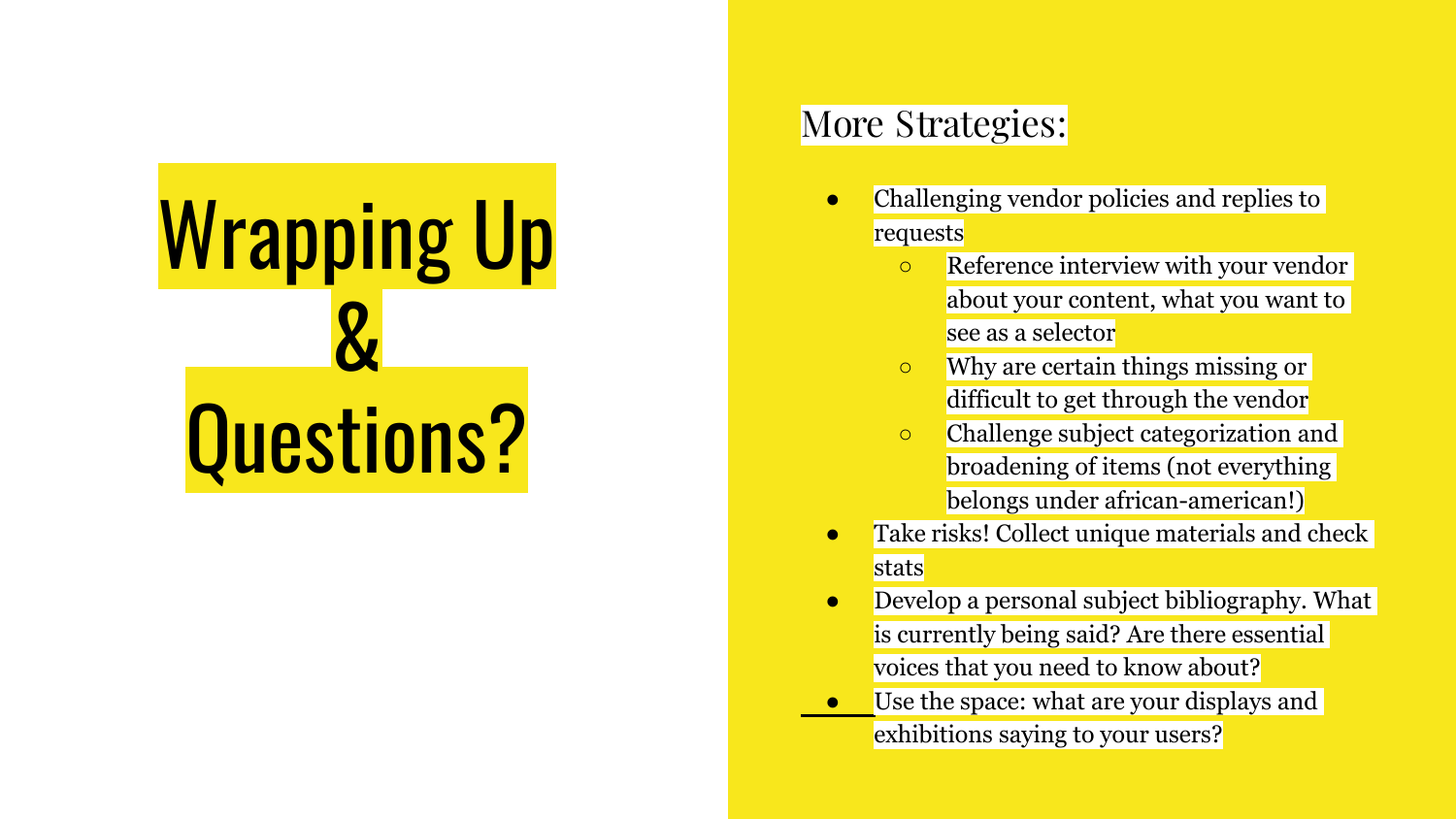# Wrapping Up & Questions?

## More Strategies:

- Challenging vendor policies and replies to requests
  - Reference interview with your vendor about your content, what you want to see as a selector
  - Why are certain things missing or difficult to get through the vendor
  - Challenge subject categorization and broadening of items (not everything belongs under african-american!)
- Take risks! Collect unique materials and check stats
- Develop a personal subject bibliography. What is currently being said? Are there essential voices that you need to know about?
- Use the space: what are your displays and exhibitions saying to your users?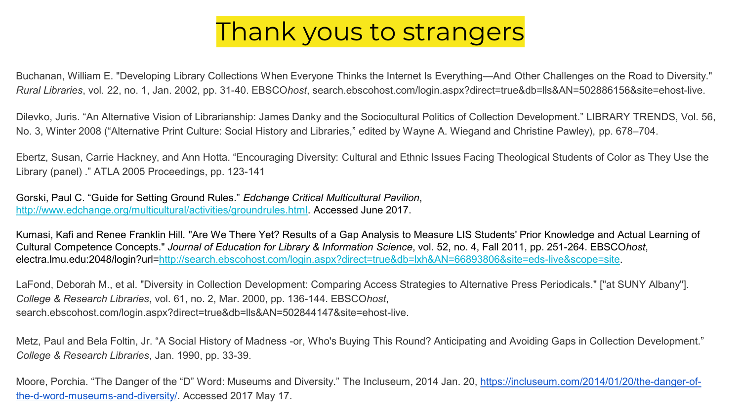# Thank yous to strangers

Buchanan, William E. "Developing Library Collections When Everyone Thinks the Internet Is Everything—And Other Challenges on the Road to Diversity." *Rural Libraries*, vol. 22, no. 1, Jan. 2002, pp. 31-40. EBSCO*host*, search.ebscohost.com/login.aspx?direct=true&db=lls&AN=502886156&site=ehost-live.

Dilevko, Juris. "An Alternative Vision of Librarianship: James Danky and the Sociocultural Politics of Collection Development." LIBRARY TRENDS, Vol. 56, No. 3, Winter 2008 ("Alternative Print Culture: Social History and Libraries," edited by Wayne A. Wiegand and Christine Pawley), pp. 678–704.

Ebertz, Susan, Carrie Hackney, and Ann Hotta. "Encouraging Diversity: Cultural and Ethnic Issues Facing Theological Students of Color as They Use the Library (panel) ." ATLA 2005 Proceedings, pp. 123-141

Gorski, Paul C. "Guide for Setting Ground Rules." *Edchange Critical Multicultural Pavilion*, http://www.edchange.org/multicultural/activities/groundrules.html. Accessed June 2017.

Kumasi, Kafi and Renee Franklin Hill. "Are We There Yet? Results of a Gap Analysis to Measure LIS Students' Prior Knowledge and Actual Learning of Cultural Competence Concepts." *Journal of Education for Library & Information Science*, vol. 52, no. 4, Fall 2011, pp. 251-264. EBSCO*host*, electra.lmu.edu:2048/login?url=http://search.ebscohost.com/login.aspx?direct=true&db=lxh&AN=66893806&site=eds-live&scope=site.

LaFond, Deborah M., et al. "Diversity in Collection Development: Comparing Access Strategies to Alternative Press Periodicals." ["at SUNY Albany"]. *College & Research Libraries*, vol. 61, no. 2, Mar. 2000, pp. 136-144. EBSCO*host*, search.ebscohost.com/login.aspx?direct=true&db=lls&AN=502844147&site=ehost-live.

Metz, Paul and Bela Foltin, Jr. "A Social History of Madness -or, Who's Buying This Round? Anticipating and Avoiding Gaps in Collection Development." *College & Research Libraries*, Jan. 1990, pp. 33-39.

Moore, Porchia. "The Danger of the "D" Word: Museums and Diversity." The Incluseum, 2014 Jan. 20, https://incluseum.com/2014/01/20/the-danger-of-the-d-word-museums-and-diversity/. Accessed 2017 May 17.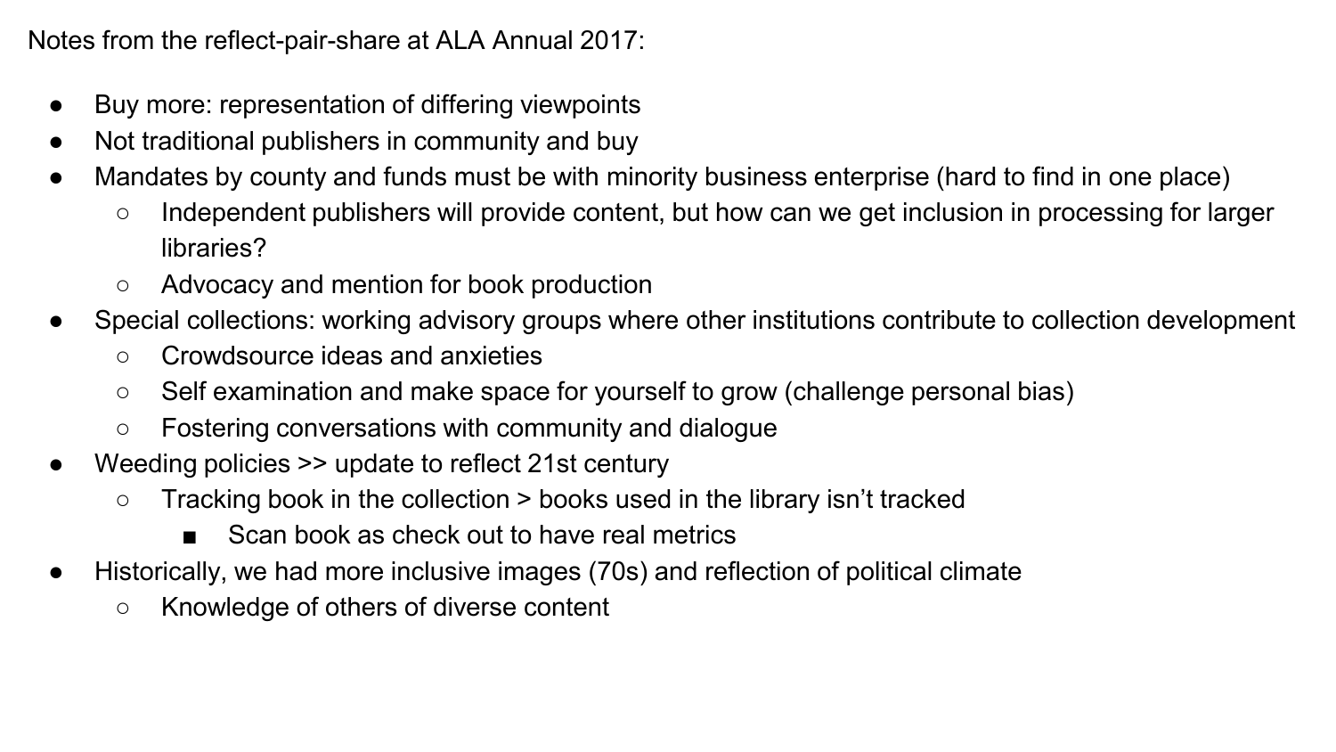Notes from the reflect-pair-share at ALA Annual 2017:

- Buy more: representation of differing viewpoints
- Not traditional publishers in community and buy
- Mandates by county and funds must be with minority business enterprise (hard to find in one place)
  - Independent publishers will provide content, but how can we get inclusion in processing for larger libraries?
  - Advocacy and mention for book production
- Special collections: working advisory groups where other institutions contribute to collection development
  - Crowdsource ideas and anxieties
  - Self examination and make space for yourself to grow (challenge personal bias)
  - Fostering conversations with community and dialogue
- Weeding policies >> update to reflect 21st century
  - Tracking book in the collection > books used in the library isn't tracked
    - Scan book as check out to have real metrics
- Historically, we had more inclusive images (70s) and reflection of political climate
  - Knowledge of others of diverse content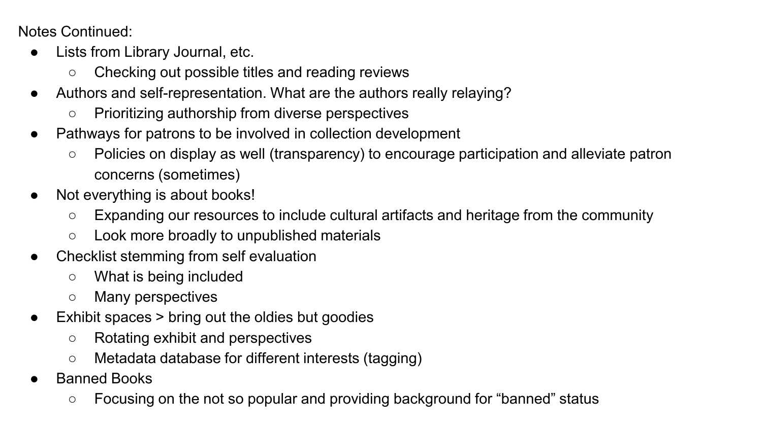Notes Continued:

- Lists from Library Journal, etc.
  - Checking out possible titles and reading reviews
- Authors and self-representation. What are the authors really relaying?
  - Prioritizing authorship from diverse perspectives
- Pathways for patrons to be involved in collection development
  - Policies on display as well (transparency) to encourage participation and alleviate patron concerns (sometimes)
- Not everything is about books!
  - Expanding our resources to include cultural artifacts and heritage from the community
  - Look more broadly to unpublished materials
- Checklist stemming from self evaluation
  - What is being included
  - Many perspectives
- Exhibit spaces > bring out the oldies but goodies
  - Rotating exhibit and perspectives
  - Metadata database for different interests (tagging)
- Banned Books
  - Focusing on the not so popular and providing background for "banned" status